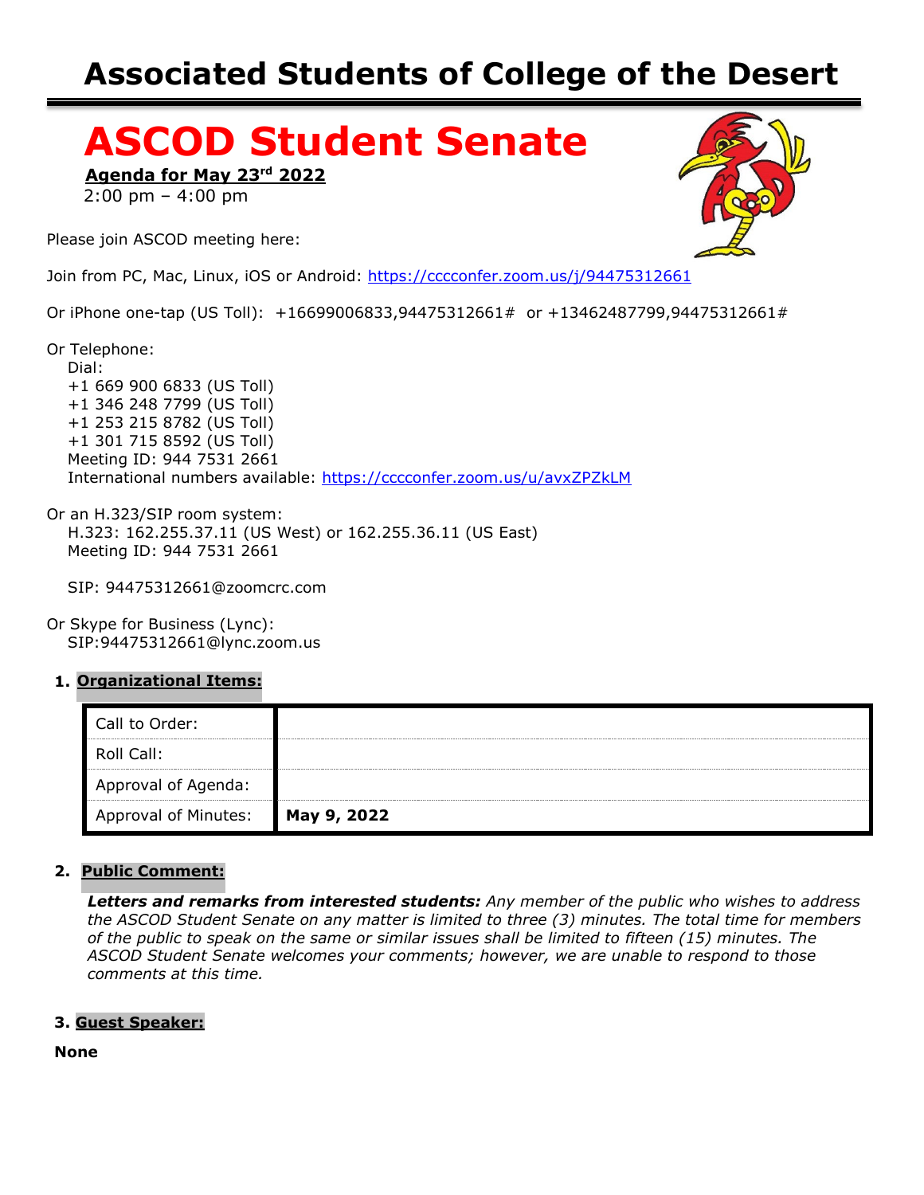# Associated Students of College of the Desert

# ASCOD Student Senate

**Agenda for May 23rd 2022**
2:00 pm – 4:00 pm

Please join ASCOD meeting here:

Join from PC, Mac, Linux, iOS or Android: https://cccconfer.zoom.us/j/94475312661

Or iPhone one-tap (US Toll): +16699006833,94475312661# or +13462487799,94475312661#

Or Telephone:
Dial:
+1 669 900 6833 (US Toll)
+1 346 248 7799 (US Toll)
+1 253 215 8782 (US Toll)
+1 301 715 8592 (US Toll)
Meeting ID: 944 7531 2661
International numbers available: https://cccconfer.zoom.us/u/avxZPZkLM

Or an H.323/SIP room system:
H.323: 162.255.37.11 (US West) or 162.255.36.11 (US East)
Meeting ID: 944 7531 2661

SIP: 94475312661@zoomcrc.com

Or Skype for Business (Lync):
SIP:94475312661@lync.zoom.us

1. **Organizational Items:**

| | |
|---|---|
| Call to Order: | |
| Roll Call: | |
| Approval of Agenda: | |
| Approval of Minutes: | **May 9, 2022** |

2. **Public Comment:**

***Letters and remarks from interested students:*** *Any member of the public who wishes to address the ASCOD Student Senate on any matter is limited to three (3) minutes. The total time for members of the public to speak on the same or similar issues shall be limited to fifteen (15) minutes. The ASCOD Student Senate welcomes your comments; however, we are unable to respond to those comments at this time.*

3. **Guest Speaker:**

**None**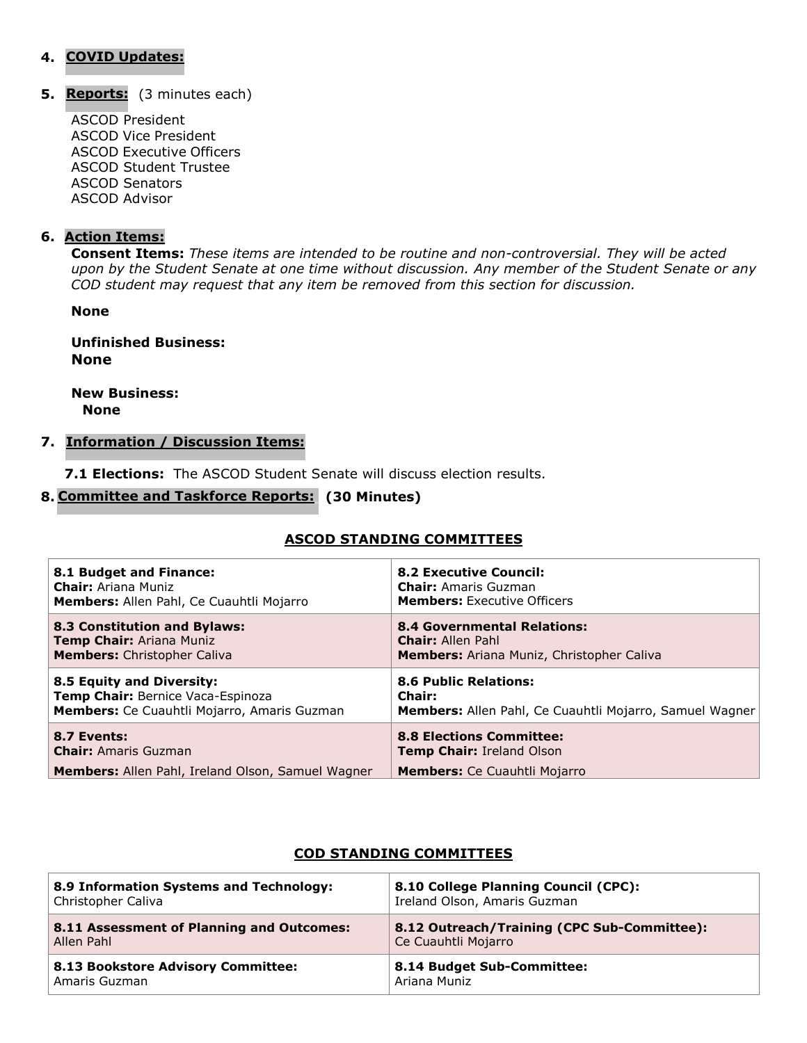4. **COVID Updates:**

5. **Reports:** (3 minutes each)

   ASCOD President
   ASCOD Vice President
   ASCOD Executive Officers
   ASCOD Student Trustee
   ASCOD Senators
   ASCOD Advisor

6. **Action Items:**

   **Consent Items:** *These items are intended to be routine and non-controversial. They will be acted upon by the Student Senate at one time without discussion. Any member of the Student Senate or any COD student may request that any item be removed from this section for discussion.*

   **None**

   **Unfinished Business:**
   **None**

   **New Business:**
   **None**

7. **Information / Discussion Items:**

   **7.1 Elections:** The ASCOD Student Senate will discuss election results.

8. **Committee and Taskforce Reports:** **(30 Minutes)**

## ASCOD STANDING COMMITTEES

| | |
|---|---|
| **8.1 Budget and Finance:**<br>**Chair:** Ariana Muniz<br>**Members:** Allen Pahl, Ce Cuauhtli Mojarro | **8.2 Executive Council:**<br>**Chair:** Amaris Guzman<br>**Members:** Executive Officers |
| **8.3 Constitution and Bylaws:**<br>**Temp Chair:** Ariana Muniz<br>**Members:** Christopher Caliva | **8.4 Governmental Relations:**<br>**Chair:** Allen Pahl<br>**Members:** Ariana Muniz, Christopher Caliva |
| **8.5 Equity and Diversity:**<br>**Temp Chair:** Bernice Vaca-Espinoza<br>**Members:** Ce Cuauhtli Mojarro, Amaris Guzman | **8.6 Public Relations:**<br>**Chair:**<br>**Members:** Allen Pahl, Ce Cuauhtli Mojarro, Samuel Wagner |
| **8.7 Events:**<br>**Chair:** Amaris Guzman<br>**Members:** Allen Pahl, Ireland Olson, Samuel Wagner | **8.8 Elections Committee:**<br>**Temp Chair:** Ireland Olson<br>**Members:** Ce Cuauhtli Mojarro |

## COD STANDING COMMITTEES

| | |
|---|---|
| **8.9 Information Systems and Technology:**<br>Christopher Caliva | **8.10 College Planning Council (CPC):**<br>Ireland Olson, Amaris Guzman |
| **8.11 Assessment of Planning and Outcomes:**<br>Allen Pahl | **8.12 Outreach/Training (CPC Sub-Committee):**<br>Ce Cuauhtli Mojarro |
| **8.13 Bookstore Advisory Committee:**<br>Amaris Guzman | **8.14 Budget Sub-Committee:**<br>Ariana Muniz |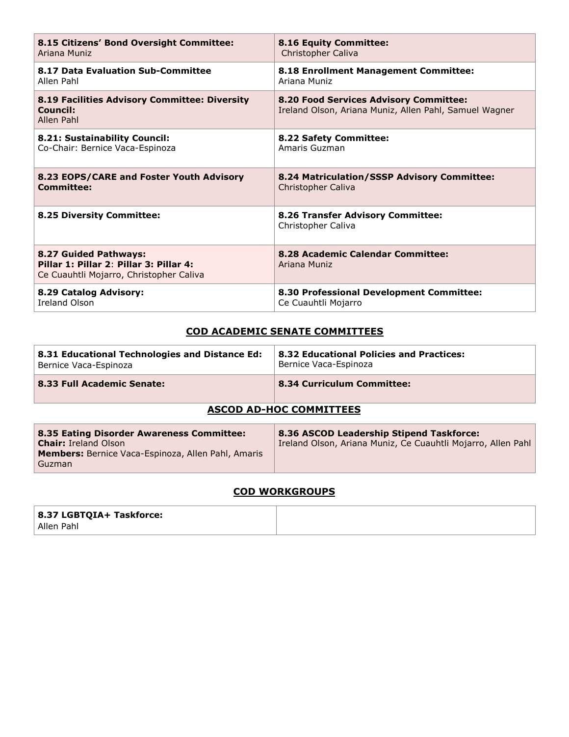| 8.15 Citizens' Bond Oversight Committee: | 8.16 Equity Committee: |
| --- | --- |
| Ariana Muniz | Christopher Caliva |
| **8.17 Data Evaluation Sub-Committee**<br>Allen Pahl | **8.18 Enrollment Management Committee:**<br>Ariana Muniz |
| **8.19 Facilities Advisory Committee: Diversity Council:**<br>Allen Pahl | **8.20 Food Services Advisory Committee:**<br>Ireland Olson, Ariana Muniz, Allen Pahl, Samuel Wagner |
| **8.21: Sustainability Council:**<br>Co-Chair: Bernice Vaca-Espinoza | **8.22 Safety Committee:**<br>Amaris Guzman |
| **8.23 EOPS/CARE and Foster Youth Advisory Committee:** | **8.24 Matriculation/SSSP Advisory Committee:**<br>Christopher Caliva |
| **8.25 Diversity Committee:** | **8.26 Transfer Advisory Committee:**<br>Christopher Caliva |
| **8.27 Guided Pathways:**<br>**Pillar 1: Pillar 2: Pillar 3: Pillar 4:**<br>Ce Cuauhtli Mojarro, Christopher Caliva | **8.28 Academic Calendar Committee:**<br>Ariana Muniz |
| **8.29 Catalog Advisory:**<br>Ireland Olson | **8.30 Professional Development Committee:**<br>Ce Cuauhtli Mojarro |

## COD ACADEMIC SENATE COMMITTEES

| 8.31 Educational Technologies and Distance Ed: | 8.32 Educational Policies and Practices: |
| --- | --- |
| Bernice Vaca-Espinoza | Bernice Vaca-Espinoza |
| **8.33 Full Academic Senate:** | **8.34 Curriculum Committee:** |

## ASCOD AD-HOC COMMITTEES

| 8.35 Eating Disorder Awareness Committee: | 8.36 ASCOD Leadership Stipend Taskforce: |
| --- | --- |
| **Chair:** Ireland Olson<br>**Members:** Bernice Vaca-Espinoza, Allen Pahl, Amaris Guzman | Ireland Olson, Ariana Muniz, Ce Cuauhtli Mojarro, Allen Pahl |

## COD WORKGROUPS

| 8.37 LGBTQIA+ Taskforce: | |
| --- | --- |
| Allen Pahl | |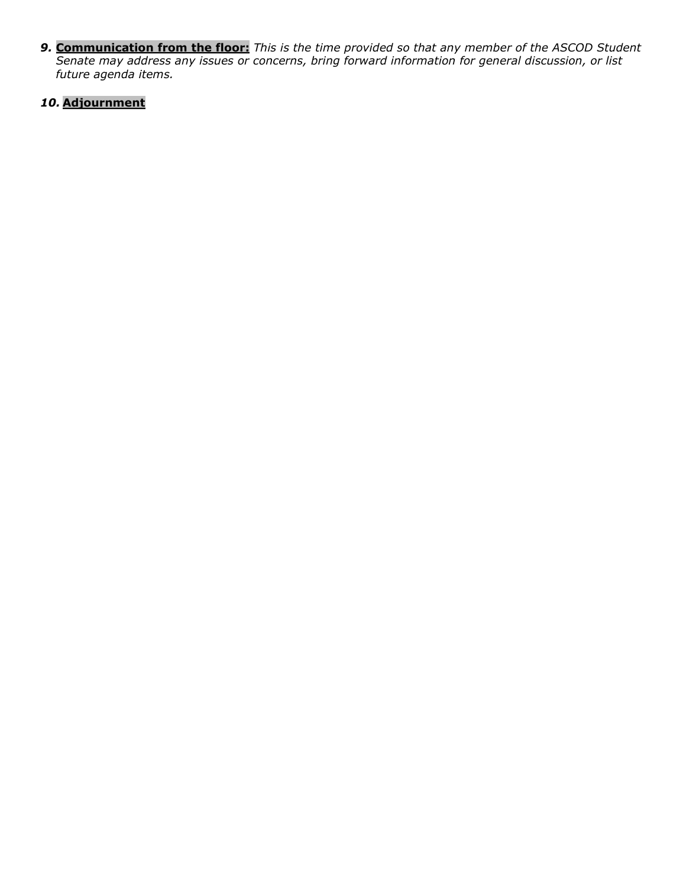***9.*** **Communication from the floor:** *This is the time provided so that any member of the ASCOD Student Senate may address any issues or concerns, bring forward information for general discussion, or list future agenda items.*

***10.*** **Adjournment**